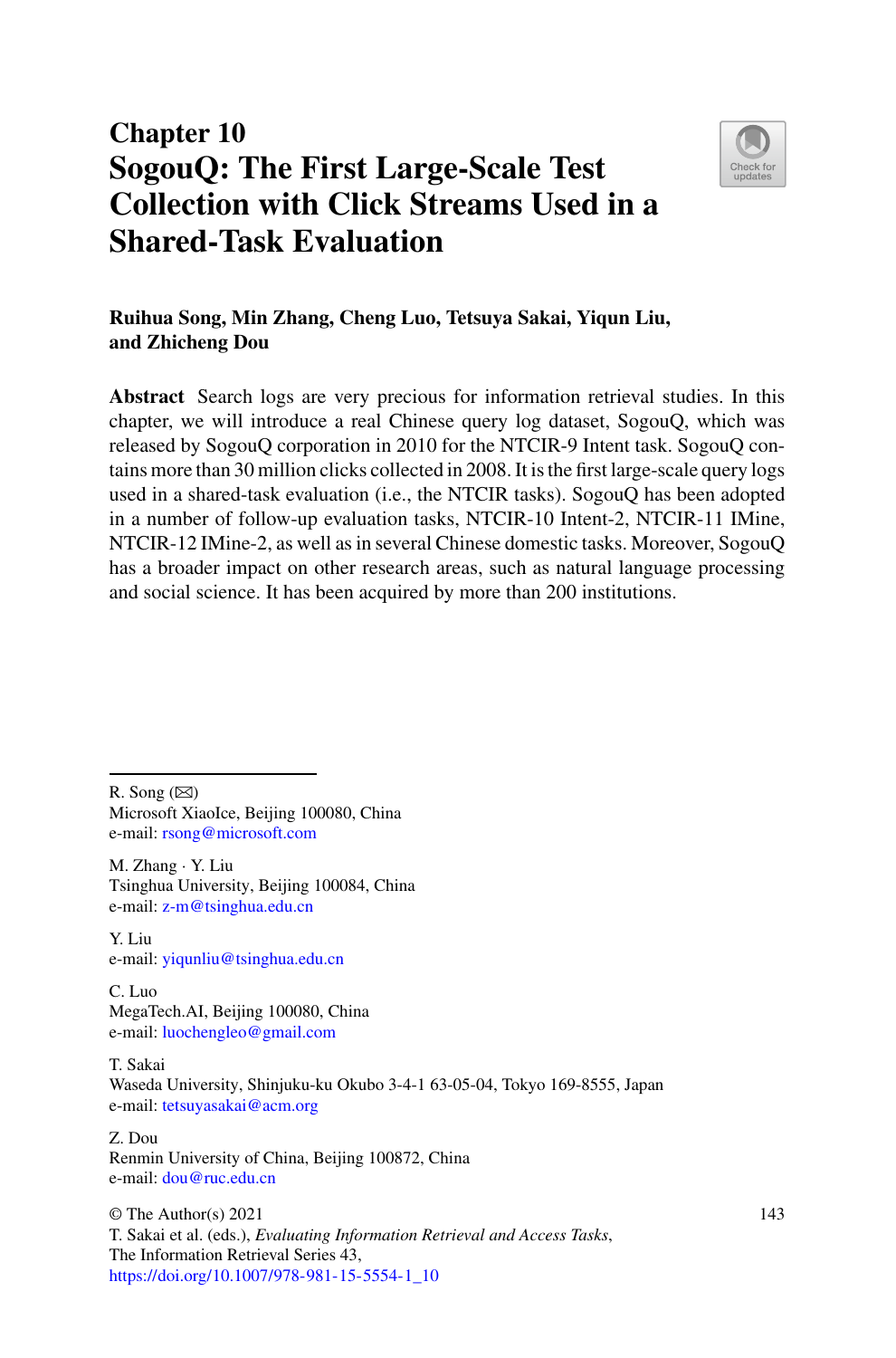# Chapter 10
# SogouQ: The First Large-Scale Test Collection with Click Streams Used in a Shared-Task Evaluation

**Ruihua Song, Min Zhang, Cheng Luo, Tetsuya Sakai, Yiqun Liu, and Zhicheng Dou**

**Abstract** Search logs are very precious for information retrieval studies. In this chapter, we will introduce a real Chinese query log dataset, SogouQ, which was released by SogouQ corporation in 2010 for the NTCIR-9 Intent task. SogouQ contains more than 30 million clicks collected in 2008. It is the first large-scale query logs used in a shared-task evaluation (i.e., the NTCIR tasks). SogouQ has been adopted in a number of follow-up evaluation tasks, NTCIR-10 Intent-2, NTCIR-11 IMine, NTCIR-12 IMine-2, as well as in several Chinese domestic tasks. Moreover, SogouQ has a broader impact on other research areas, such as natural language processing and social science. It has been acquired by more than 200 institutions.

---

R. Song (✉)
Microsoft XiaoIce, Beijing 100080, China
e-mail: rsong@microsoft.com

M. Zhang · Y. Liu
Tsinghua University, Beijing 100084, China
e-mail: z-m@tsinghua.edu.cn

Y. Liu
e-mail: yiqunliu@tsinghua.edu.cn

C. Luo
MegaTech.AI, Beijing 100080, China
e-mail: luochengleo@gmail.com

T. Sakai
Waseda University, Shinjuku-ku Okubo 3-4-1 63-05-04, Tokyo 169-8555, Japan
e-mail: tetsuyasakai@acm.org

Z. Dou
Renmin University of China, Beijing 100872, China
e-mail: dou@ruc.edu.cn

© The Author(s) 2021
T. Sakai et al. (eds.), *Evaluating Information Retrieval and Access Tasks*,
The Information Retrieval Series 43,
https://doi.org/10.1007/978-981-15-5554-1_10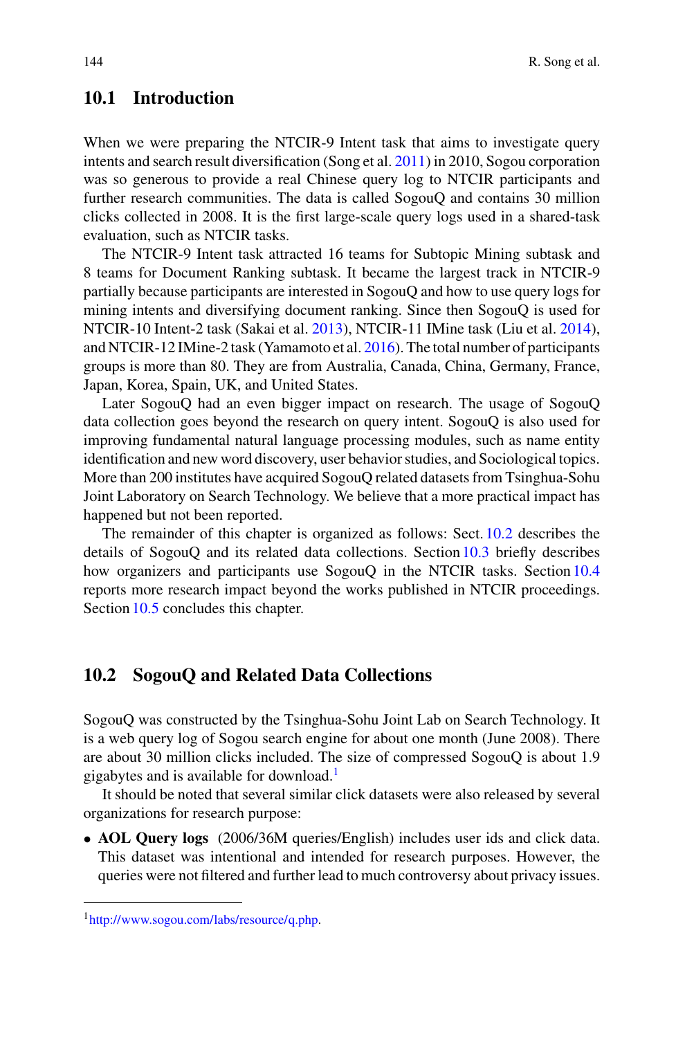## 10.1 Introduction

When we were preparing the NTCIR-9 Intent task that aims to investigate query intents and search result diversification (Song et al. 2011) in 2010, Sogou corporation was so generous to provide a real Chinese query log to NTCIR participants and further research communities. The data is called SogouQ and contains 30 million clicks collected in 2008. It is the first large-scale query logs used in a shared-task evaluation, such as NTCIR tasks.

The NTCIR-9 Intent task attracted 16 teams for Subtopic Mining subtask and 8 teams for Document Ranking subtask. It became the largest track in NTCIR-9 partially because participants are interested in SogouQ and how to use query logs for mining intents and diversifying document ranking. Since then SogouQ is used for NTCIR-10 Intent-2 task (Sakai et al. 2013), NTCIR-11 IMine task (Liu et al. 2014), and NTCIR-12 IMine-2 task (Yamamoto et al. 2016). The total number of participants groups is more than 80. They are from Australia, Canada, China, Germany, France, Japan, Korea, Spain, UK, and United States.

Later SogouQ had an even bigger impact on research. The usage of SogouQ data collection goes beyond the research on query intent. SogouQ is also used for improving fundamental natural language processing modules, such as name entity identification and new word discovery, user behavior studies, and Sociological topics. More than 200 institutes have acquired SogouQ related datasets from Tsinghua-Sohu Joint Laboratory on Search Technology. We believe that a more practical impact has happened but not been reported.

The remainder of this chapter is organized as follows: Sect. 10.2 describes the details of SogouQ and its related data collections. Section 10.3 briefly describes how organizers and participants use SogouQ in the NTCIR tasks. Section 10.4 reports more research impact beyond the works published in NTCIR proceedings. Section 10.5 concludes this chapter.

## 10.2 SogouQ and Related Data Collections

SogouQ was constructed by the Tsinghua-Sohu Joint Lab on Search Technology. It is a web query log of Sogou search engine for about one month (June 2008). There are about 30 million clicks included. The size of compressed SogouQ is about 1.9 gigabytes and is available for download.[1]

It should be noted that several similar click datasets were also released by several organizations for research purpose:

- **AOL Query logs** (2006/36M queries/English) includes user ids and click data. This dataset was intentional and intended for research purposes. However, the queries were not filtered and further lead to much controversy about privacy issues.

[1] http://www.sogou.com/labs/resource/q.php.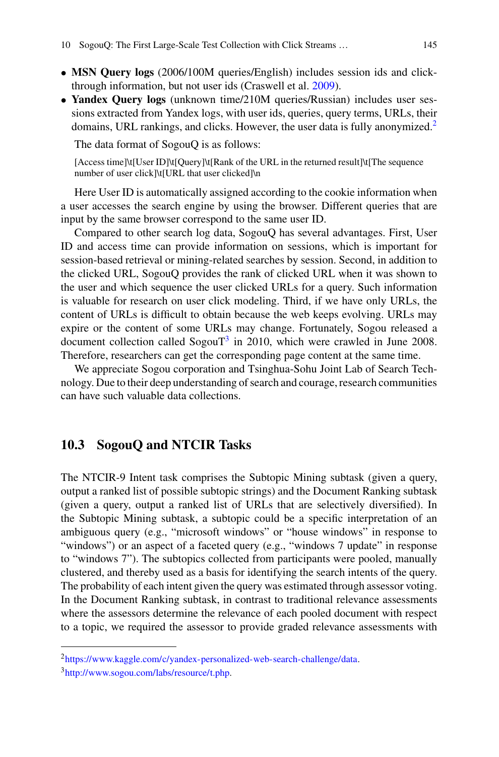- **MSN Query logs** (2006/100M queries/English) includes session ids and click-through information, but not user ids (Craswell et al. 2009).
- **Yandex Query logs** (unknown time/210M queries/Russian) includes user sessions extracted from Yandex logs, with user ids, queries, query terms, URLs, their domains, URL rankings, and clicks. However, the user data is fully anonymized.[2]

The data format of SogouQ is as follows:

[Access time]\t[User ID]\t[Query]\t[Rank of the URL in the returned result]\t[The sequence number of user click]\t[URL that user clicked]\n

Here User ID is automatically assigned according to the cookie information when a user accesses the search engine by using the browser. Different queries that are input by the same browser correspond to the same user ID.

Compared to other search log data, SogouQ has several advantages. First, User ID and access time can provide information on sessions, which is important for session-based retrieval or mining-related searches by session. Second, in addition to the clicked URL, SogouQ provides the rank of clicked URL when it was shown to the user and which sequence the user clicked URLs for a query. Such information is valuable for research on user click modeling. Third, if we have only URLs, the content of URLs is difficult to obtain because the web keeps evolving. URLs may expire or the content of some URLs may change. Fortunately, Sogou released a document collection called SogouT[3] in 2010, which were crawled in June 2008. Therefore, researchers can get the corresponding page content at the same time.

We appreciate Sogou corporation and Tsinghua-Sohu Joint Lab of Search Technology. Due to their deep understanding of search and courage, research communities can have such valuable data collections.

## 10.3 SogouQ and NTCIR Tasks

The NTCIR-9 Intent task comprises the Subtopic Mining subtask (given a query, output a ranked list of possible subtopic strings) and the Document Ranking subtask (given a query, output a ranked list of URLs that are selectively diversified). In the Subtopic Mining subtask, a subtopic could be a specific interpretation of an ambiguous query (e.g., “microsoft windows” or “house windows” in response to “windows”) or an aspect of a faceted query (e.g., “windows 7 update” in response to “windows 7”). The subtopics collected from participants were pooled, manually clustered, and thereby used as a basis for identifying the search intents of the query. The probability of each intent given the query was estimated through assessor voting. In the Document Ranking subtask, in contrast to traditional relevance assessments where the assessors determine the relevance of each pooled document with respect to a topic, we required the assessor to provide graded relevance assessments with

---

[2] https://www.kaggle.com/c/yandex-personalized-web-search-challenge/data.

[3] http://www.sogou.com/labs/resource/t.php.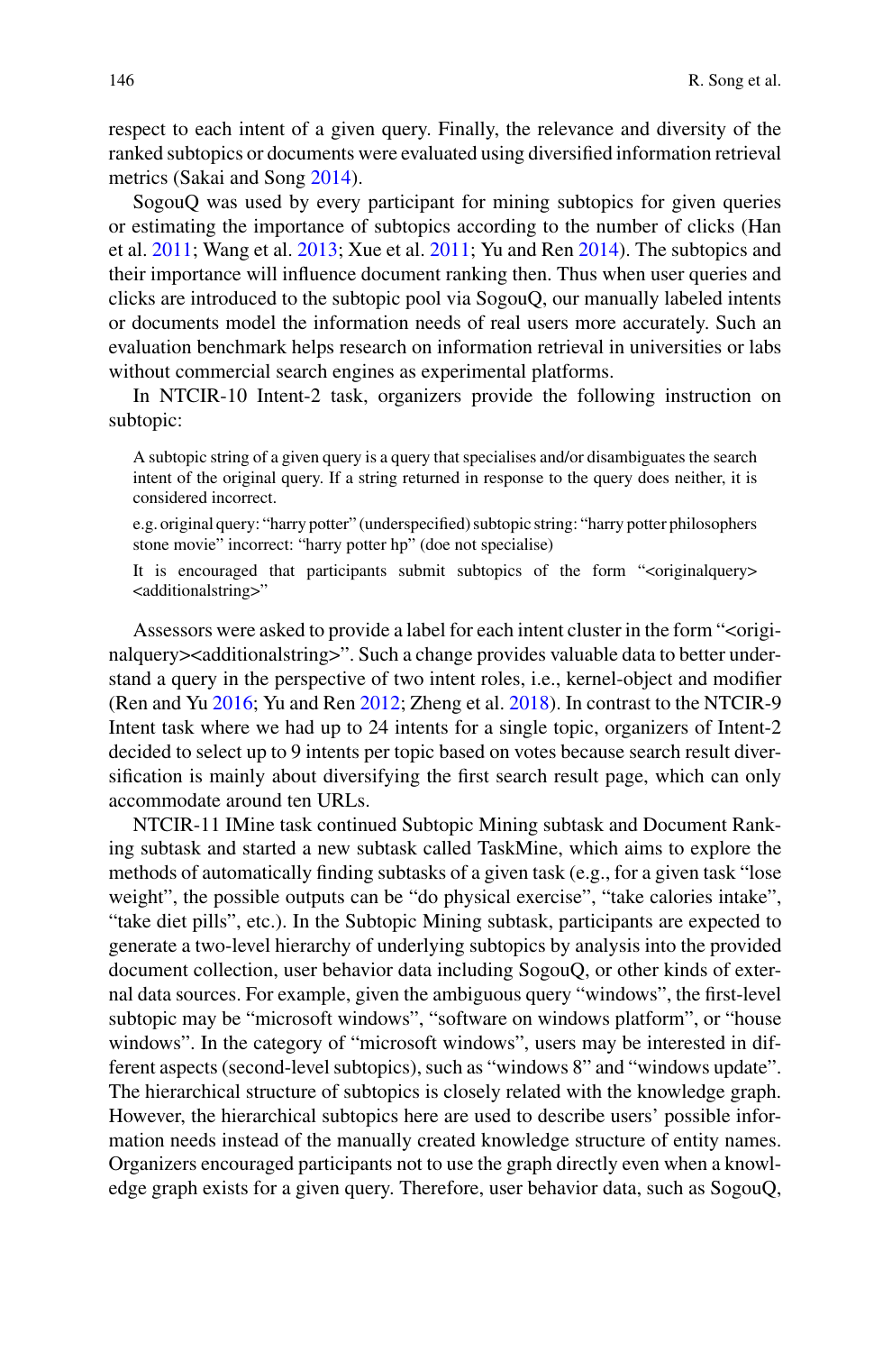respect to each intent of a given query. Finally, the relevance and diversity of the ranked subtopics or documents were evaluated using diversified information retrieval metrics (Sakai and Song 2014).

SogouQ was used by every participant for mining subtopics for given queries or estimating the importance of subtopics according to the number of clicks (Han et al. 2011; Wang et al. 2013; Xue et al. 2011; Yu and Ren 2014). The subtopics and their importance will influence document ranking then. Thus when user queries and clicks are introduced to the subtopic pool via SogouQ, our manually labeled intents or documents model the information needs of real users more accurately. Such an evaluation benchmark helps research on information retrieval in universities or labs without commercial search engines as experimental platforms.

In NTCIR-10 Intent-2 task, organizers provide the following instruction on subtopic:

> A subtopic string of a given query is a query that specialises and/or disambiguates the search intent of the original query. If a string returned in response to the query does neither, it is considered incorrect.
>
> e.g. original query: "harry potter" (underspecified) subtopic string: "harry potter philosophers stone movie" incorrect: "harry potter hp" (doe not specialise)
>
> It is encouraged that participants submit subtopics of the form "<originalquery> <additionalstring>"

Assessors were asked to provide a label for each intent cluster in the form "<originalquery><additionalstring>". Such a change provides valuable data to better understand a query in the perspective of two intent roles, i.e., kernel-object and modifier (Ren and Yu 2016; Yu and Ren 2012; Zheng et al. 2018). In contrast to the NTCIR-9 Intent task where we had up to 24 intents for a single topic, organizers of Intent-2 decided to select up to 9 intents per topic based on votes because search result diversification is mainly about diversifying the first search result page, which can only accommodate around ten URLs.

NTCIR-11 IMine task continued Subtopic Mining subtask and Document Ranking subtask and started a new subtask called TaskMine, which aims to explore the methods of automatically finding subtasks of a given task (e.g., for a given task "lose weight", the possible outputs can be "do physical exercise", "take calories intake", "take diet pills", etc.). In the Subtopic Mining subtask, participants are expected to generate a two-level hierarchy of underlying subtopics by analysis into the provided document collection, user behavior data including SogouQ, or other kinds of external data sources. For example, given the ambiguous query "windows", the first-level subtopic may be "microsoft windows", "software on windows platform", or "house windows". In the category of "microsoft windows", users may be interested in different aspects (second-level subtopics), such as "windows 8" and "windows update". The hierarchical structure of subtopics is closely related with the knowledge graph. However, the hierarchical subtopics here are used to describe users' possible information needs instead of the manually created knowledge structure of entity names. Organizers encouraged participants not to use the graph directly even when a knowledge graph exists for a given query. Therefore, user behavior data, such as SogouQ,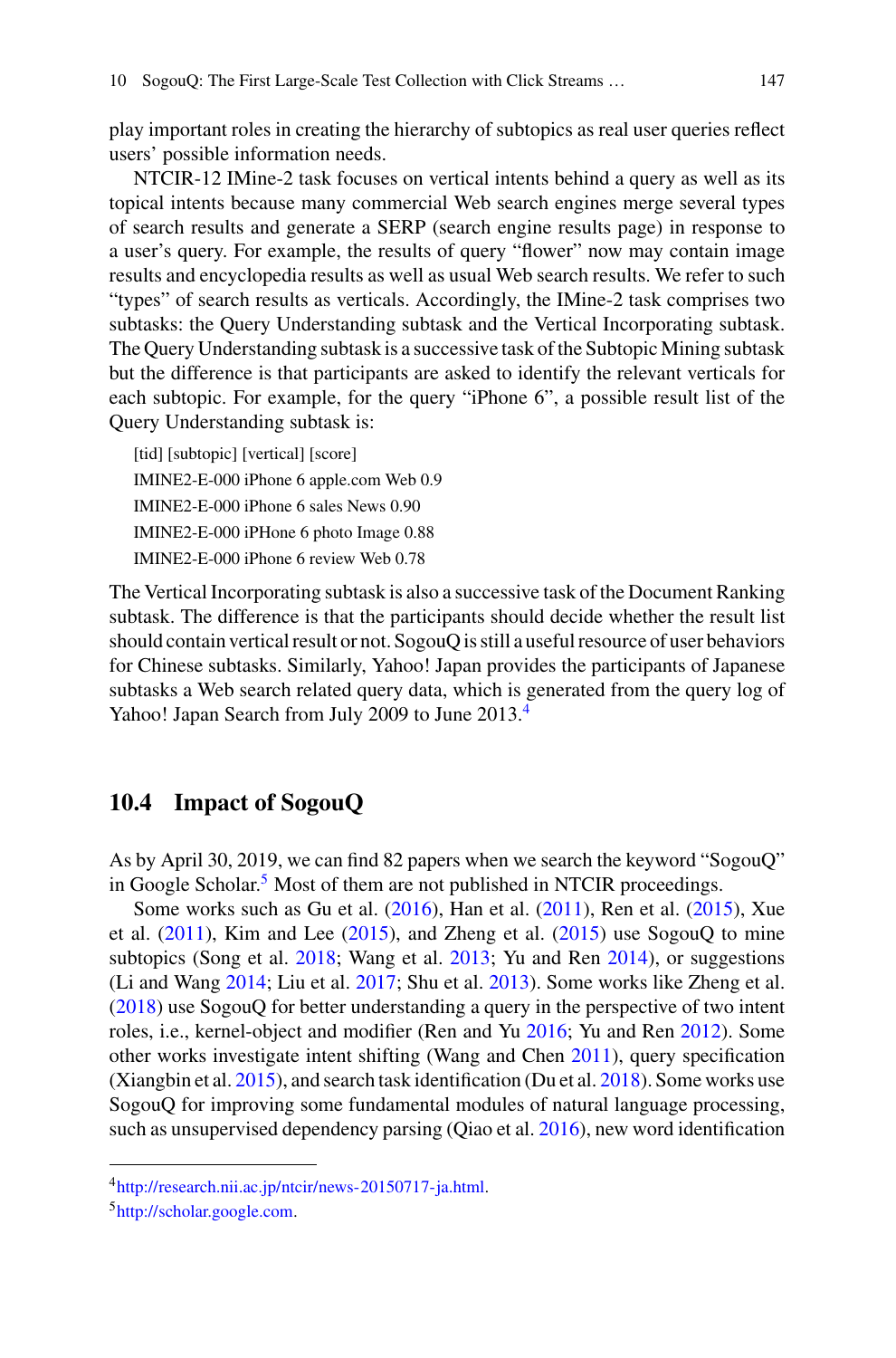play important roles in creating the hierarchy of subtopics as real user queries reflect users' possible information needs.

NTCIR-12 IMine-2 task focuses on vertical intents behind a query as well as its topical intents because many commercial Web search engines merge several types of search results and generate a SERP (search engine results page) in response to a user's query. For example, the results of query "flower" now may contain image results and encyclopedia results as well as usual Web search results. We refer to such "types" of search results as verticals. Accordingly, the IMine-2 task comprises two subtasks: the Query Understanding subtask and the Vertical Incorporating subtask. The Query Understanding subtask is a successive task of the Subtopic Mining subtask but the difference is that participants are asked to identify the relevant verticals for each subtopic. For example, for the query "iPhone 6", a possible result list of the Query Understanding subtask is:

[tid] [subtopic] [vertical] [score]  
IMINE2-E-000 iPhone 6 apple.com Web 0.9  
IMINE2-E-000 iPhone 6 sales News 0.90  
IMINE2-E-000 iPHone 6 photo Image 0.88  
IMINE2-E-000 iPhone 6 review Web 0.78

The Vertical Incorporating subtask is also a successive task of the Document Ranking subtask. The difference is that the participants should decide whether the result list should contain vertical result or not. SogouQ is still a useful resource of user behaviors for Chinese subtasks. Similarly, Yahoo! Japan provides the participants of Japanese subtasks a Web search related query data, which is generated from the query log of Yahoo! Japan Search from July 2009 to June 2013.[4]

## 10.4 Impact of SogouQ

As by April 30, 2019, we can find 82 papers when we search the keyword "SogouQ" in Google Scholar.[5] Most of them are not published in NTCIR proceedings.

Some works such as Gu et al. (2016), Han et al. (2011), Ren et al. (2015), Xue et al. (2011), Kim and Lee (2015), and Zheng et al. (2015) use SogouQ to mine subtopics (Song et al. 2018; Wang et al. 2013; Yu and Ren 2014), or suggestions (Li and Wang 2014; Liu et al. 2017; Shu et al. 2013). Some works like Zheng et al. (2018) use SogouQ for better understanding a query in the perspective of two intent roles, i.e., kernel-object and modifier (Ren and Yu 2016; Yu and Ren 2012). Some other works investigate intent shifting (Wang and Chen 2011), query specification (Xiangbin et al. 2015), and search task identification (Du et al. 2018). Some works use SogouQ for improving some fundamental modules of natural language processing, such as unsupervised dependency parsing (Qiao et al. 2016), new word identification

---

[4] http://research.nii.ac.jp/ntcir/news-20150717-ja.html.

[5] http://scholar.google.com.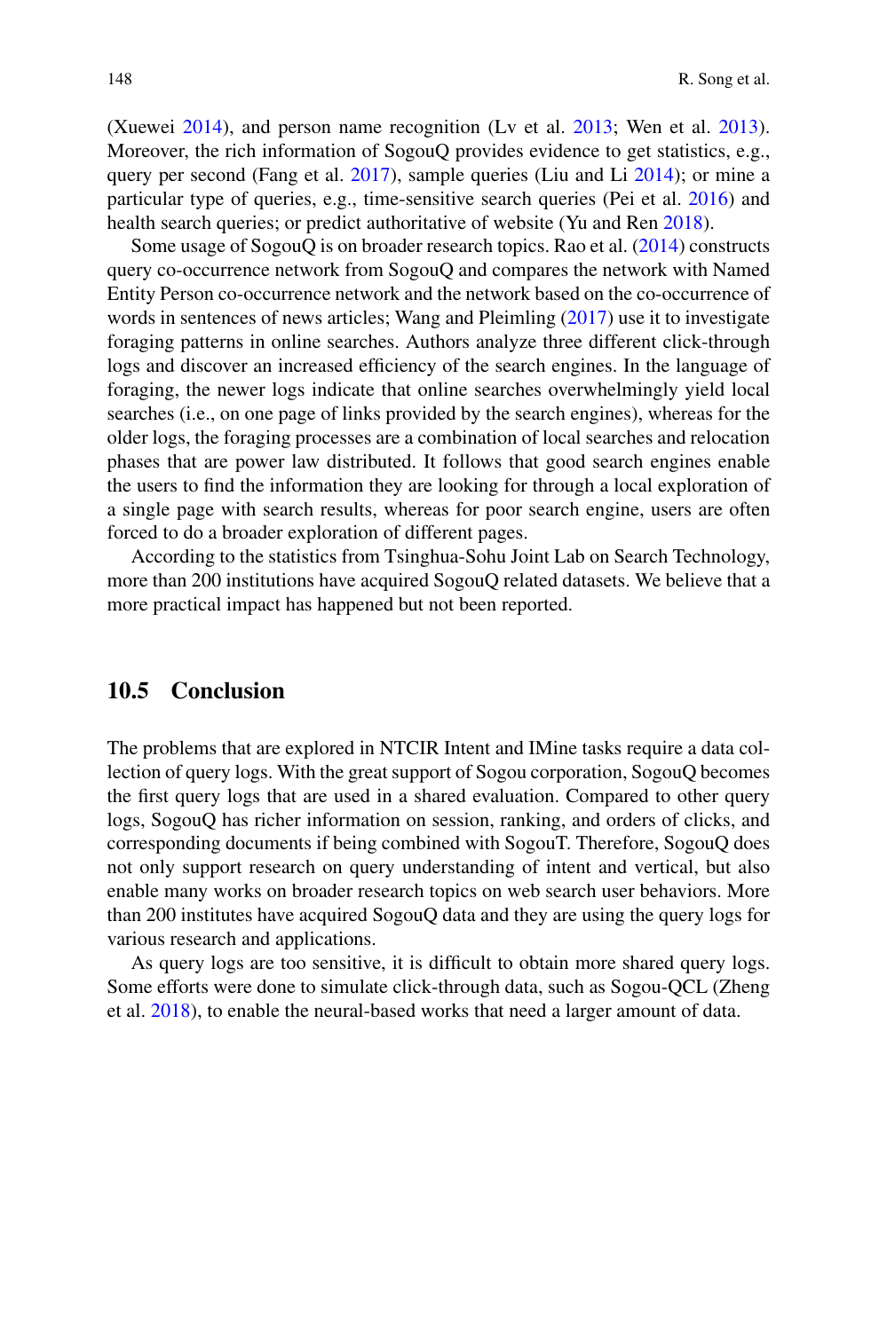(Xuewei 2014), and person name recognition (Lv et al. 2013; Wen et al. 2013). Moreover, the rich information of SogouQ provides evidence to get statistics, e.g., query per second (Fang et al. 2017), sample queries (Liu and Li 2014); or mine a particular type of queries, e.g., time-sensitive search queries (Pei et al. 2016) and health search queries; or predict authoritative of website (Yu and Ren 2018).

Some usage of SogouQ is on broader research topics. Rao et al. (2014) constructs query co-occurrence network from SogouQ and compares the network with Named Entity Person co-occurrence network and the network based on the co-occurrence of words in sentences of news articles; Wang and Pleimling (2017) use it to investigate foraging patterns in online searches. Authors analyze three different click-through logs and discover an increased efficiency of the search engines. In the language of foraging, the newer logs indicate that online searches overwhelmingly yield local searches (i.e., on one page of links provided by the search engines), whereas for the older logs, the foraging processes are a combination of local searches and relocation phases that are power law distributed. It follows that good search engines enable the users to find the information they are looking for through a local exploration of a single page with search results, whereas for poor search engine, users are often forced to do a broader exploration of different pages.

According to the statistics from Tsinghua-Sohu Joint Lab on Search Technology, more than 200 institutions have acquired SogouQ related datasets. We believe that a more practical impact has happened but not been reported.

## 10.5 Conclusion

The problems that are explored in NTCIR Intent and IMine tasks require a data collection of query logs. With the great support of Sogou corporation, SogouQ becomes the first query logs that are used in a shared evaluation. Compared to other query logs, SogouQ has richer information on session, ranking, and orders of clicks, and corresponding documents if being combined with SogouT. Therefore, SogouQ does not only support research on query understanding of intent and vertical, but also enable many works on broader research topics on web search user behaviors. More than 200 institutes have acquired SogouQ data and they are using the query logs for various research and applications.

As query logs are too sensitive, it is difficult to obtain more shared query logs. Some efforts were done to simulate click-through data, such as Sogou-QCL (Zheng et al. 2018), to enable the neural-based works that need a larger amount of data.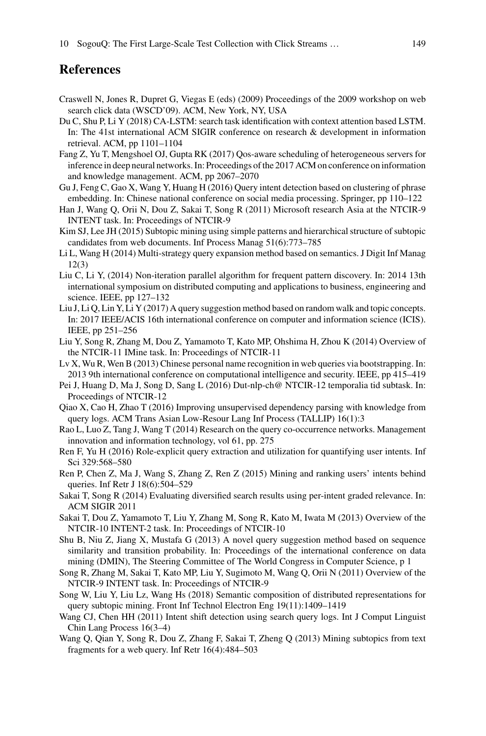## References

Craswell N, Jones R, Dupret G, Viegas E (eds) (2009) Proceedings of the 2009 workshop on web search click data (WSCD'09). ACM, New York, NY, USA

Du C, Shu P, Li Y (2018) CA-LSTM: search task identification with context attention based LSTM. In: The 41st international ACM SIGIR conference on research & development in information retrieval. ACM, pp 1101–1104

Fang Z, Yu T, Mengshoel OJ, Gupta RK (2017) Qos-aware scheduling of heterogeneous servers for inference in deep neural networks. In: Proceedings of the 2017 ACM on conference on information and knowledge management. ACM, pp 2067–2070

Gu J, Feng C, Gao X, Wang Y, Huang H (2016) Query intent detection based on clustering of phrase embedding. In: Chinese national conference on social media processing. Springer, pp 110–122

Han J, Wang Q, Orii N, Dou Z, Sakai T, Song R (2011) Microsoft research Asia at the NTCIR-9 INTENT task. In: Proceedings of NTCIR-9

Kim SJ, Lee JH (2015) Subtopic mining using simple patterns and hierarchical structure of subtopic candidates from web documents. Inf Process Manag 51(6):773–785

Li L, Wang H (2014) Multi-strategy query expansion method based on semantics. J Digit Inf Manag 12(3)

Liu C, Li Y, (2014) Non-iteration parallel algorithm for frequent pattern discovery. In: 2014 13th international symposium on distributed computing and applications to business, engineering and science. IEEE, pp 127–132

Liu J, Li Q, Lin Y, Li Y (2017) A query suggestion method based on random walk and topic concepts. In: 2017 IEEE/ACIS 16th international conference on computer and information science (ICIS). IEEE, pp 251–256

Liu Y, Song R, Zhang M, Dou Z, Yamamoto T, Kato MP, Ohshima H, Zhou K (2014) Overview of the NTCIR-11 IMine task. In: Proceedings of NTCIR-11

Lv X, Wu R, Wen B (2013) Chinese personal name recognition in web queries via bootstrapping. In: 2013 9th international conference on computational intelligence and security. IEEE, pp 415–419

Pei J, Huang D, Ma J, Song D, Sang L (2016) Dut-nlp-ch@ NTCIR-12 temporalia tid subtask. In: Proceedings of NTCIR-12

Qiao X, Cao H, Zhao T (2016) Improving unsupervised dependency parsing with knowledge from query logs. ACM Trans Asian Low-Resour Lang Inf Process (TALLIP) 16(1):3

Rao L, Luo Z, Tang J, Wang T (2014) Research on the query co-occurrence networks. Management innovation and information technology, vol 61, pp. 275

Ren F, Yu H (2016) Role-explicit query extraction and utilization for quantifying user intents. Inf Sci 329:568–580

Ren P, Chen Z, Ma J, Wang S, Zhang Z, Ren Z (2015) Mining and ranking users' intents behind queries. Inf Retr J 18(6):504–529

Sakai T, Song R (2014) Evaluating diversified search results using per-intent graded relevance. In: ACM SIGIR 2011

Sakai T, Dou Z, Yamamoto T, Liu Y, Zhang M, Song R, Kato M, Iwata M (2013) Overview of the NTCIR-10 INTENT-2 task. In: Proceedings of NTCIR-10

Shu B, Niu Z, Jiang X, Mustafa G (2013) A novel query suggestion method based on sequence similarity and transition probability. In: Proceedings of the international conference on data mining (DMIN), The Steering Committee of The World Congress in Computer Science, p 1

Song R, Zhang M, Sakai T, Kato MP, Liu Y, Sugimoto M, Wang Q, Orii N (2011) Overview of the NTCIR-9 INTENT task. In: Proceedings of NTCIR-9

Song W, Liu Y, Liu Lz, Wang Hs (2018) Semantic composition of distributed representations for query subtopic mining. Front Inf Technol Electron Eng 19(11):1409–1419

Wang CJ, Chen HH (2011) Intent shift detection using search query logs. Int J Comput Linguist Chin Lang Process 16(3–4)

Wang Q, Qian Y, Song R, Dou Z, Zhang F, Sakai T, Zheng Q (2013) Mining subtopics from text fragments for a web query. Inf Retr 16(4):484–503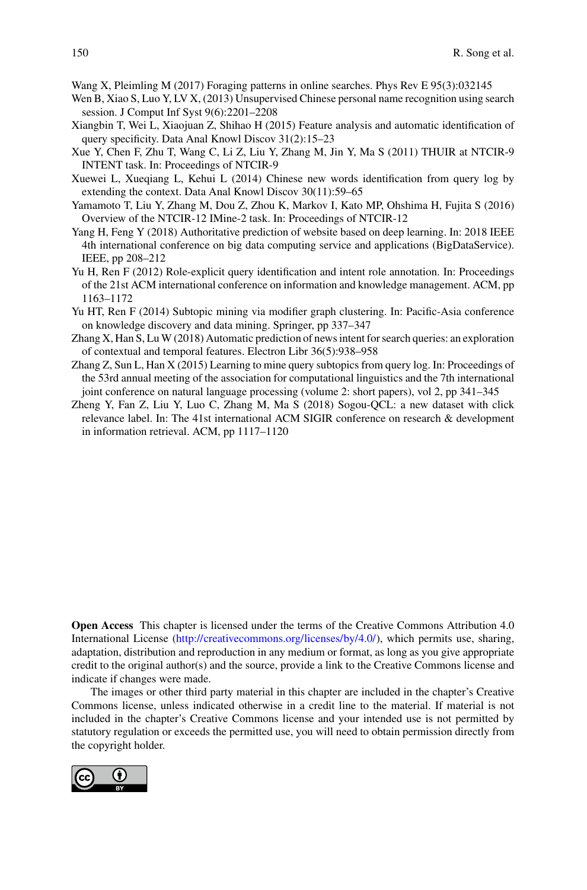Wang X, Pleimling M (2017) Foraging patterns in online searches. Phys Rev E 95(3):032145

Wen B, Xiao S, Luo Y, LV X, (2013) Unsupervised Chinese personal name recognition using search session. J Comput Inf Syst 9(6):2201–2208

Xiangbin T, Wei L, Xiaojuan Z, Shihao H (2015) Feature analysis and automatic identification of query specificity. Data Anal Knowl Discov 31(2):15–23

Xue Y, Chen F, Zhu T, Wang C, Li Z, Liu Y, Zhang M, Jin Y, Ma S (2011) THUIR at NTCIR-9 INTENT task. In: Proceedings of NTCIR-9

Xuewei L, Xueqiang L, Kehui L (2014) Chinese new words identification from query log by extending the context. Data Anal Knowl Discov 30(11):59–65

Yamamoto T, Liu Y, Zhang M, Dou Z, Zhou K, Markov I, Kato MP, Ohshima H, Fujita S (2016) Overview of the NTCIR-12 IMine-2 task. In: Proceedings of NTCIR-12

Yang H, Feng Y (2018) Authoritative prediction of website based on deep learning. In: 2018 IEEE 4th international conference on big data computing service and applications (BigDataService). IEEE, pp 208–212

Yu H, Ren F (2012) Role-explicit query identification and intent role annotation. In: Proceedings of the 21st ACM international conference on information and knowledge management. ACM, pp 1163–1172

Yu HT, Ren F (2014) Subtopic mining via modifier graph clustering. In: Pacific-Asia conference on knowledge discovery and data mining. Springer, pp 337–347

Zhang X, Han S, Lu W (2018) Automatic prediction of news intent for search queries: an exploration of contextual and temporal features. Electron Libr 36(5):938–958

Zhang Z, Sun L, Han X (2015) Learning to mine query subtopics from query log. In: Proceedings of the 53rd annual meeting of the association for computational linguistics and the 7th international joint conference on natural language processing (volume 2: short papers), vol 2, pp 341–345

Zheng Y, Fan Z, Liu Y, Luo C, Zhang M, Ma S (2018) Sogou-QCL: a new dataset with click relevance label. In: The 41st international ACM SIGIR conference on research & development in information retrieval. ACM, pp 1117–1120

**Open Access** This chapter is licensed under the terms of the Creative Commons Attribution 4.0 International License (http://creativecommons.org/licenses/by/4.0/), which permits use, sharing, adaptation, distribution and reproduction in any medium or format, as long as you give appropriate credit to the original author(s) and the source, provide a link to the Creative Commons license and indicate if changes were made.

The images or other third party material in this chapter are included in the chapter's Creative Commons license, unless indicated otherwise in a credit line to the material. If material is not included in the chapter's Creative Commons license and your intended use is not permitted by statutory regulation or exceeds the permitted use, you will need to obtain permission directly from the copyright holder.